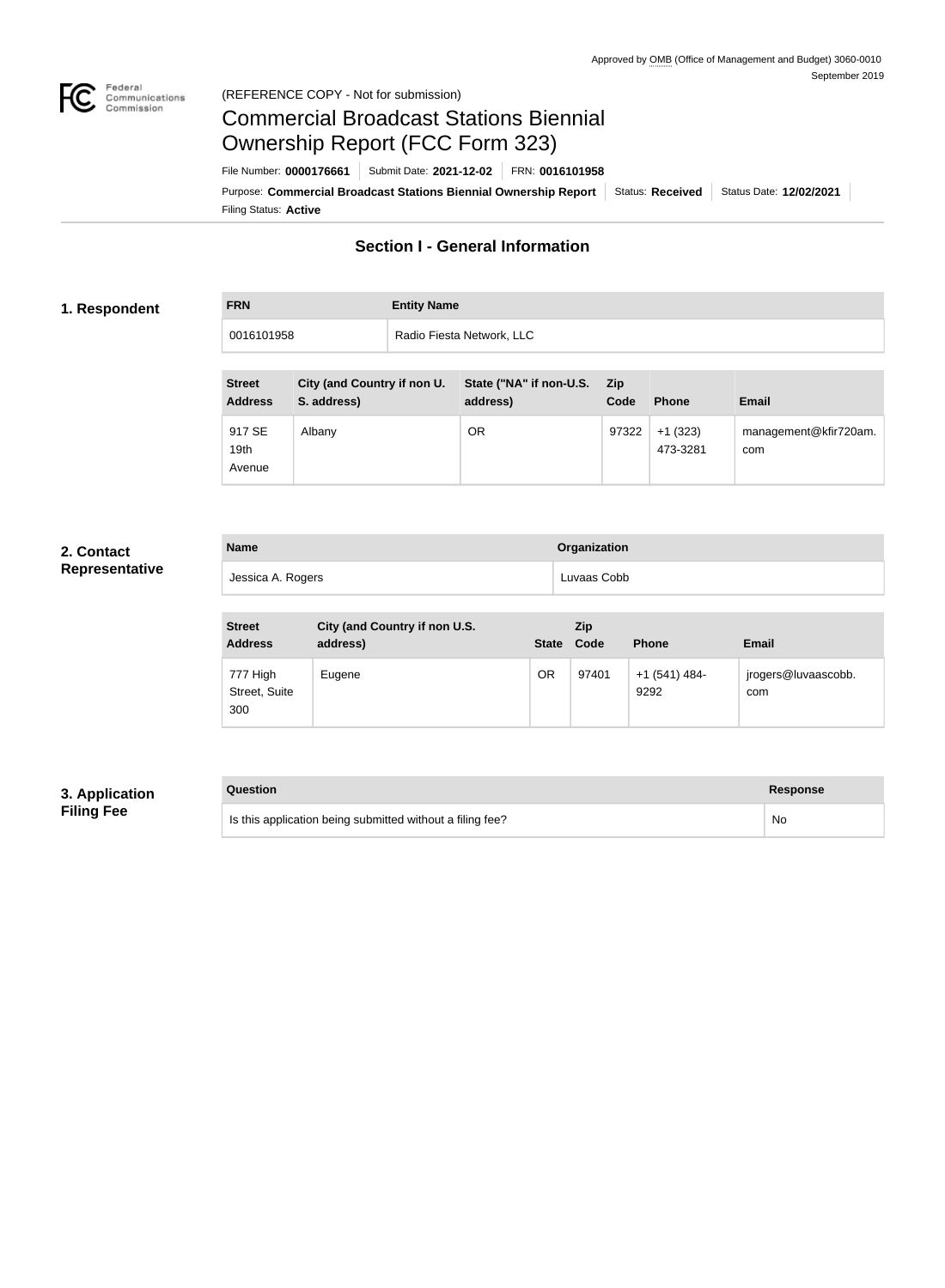Approved by OMB (Office of Management and Budget) 3060-0010
September 2019

(REFERENCE COPY - Not for submission)

# Commercial Broadcast Stations Biennial Ownership Report (FCC Form 323)

File Number: **0000176661** | Submit Date: **2021-12-02** | FRN: **0016101958**

Purpose: **Commercial Broadcast Stations Biennial Ownership Report** | Status: **Received** | Status Date: **12/02/2021**

Filing Status: **Active**

## Section I - General Information

### 1. Respondent

| FRN | Entity Name |
| --- | --- |
| 0016101958 | Radio Fiesta Network, LLC |

| Street Address | City (and Country if non U. S. address) | State ("NA" if non-U.S. address) | Zip Code | Phone | Email |
| --- | --- | --- | --- | --- | --- |
| 917 SE 19th Avenue | Albany | OR | 97322 | +1 (323) 473-3281 | management@kfir720am.com |

### 2. Contact Representative

| Name | Organization |
| --- | --- |
| Jessica A. Rogers | Luvaas Cobb |

| Street Address | City (and Country if non U.S. address) | State | Zip Code | Phone | Email |
| --- | --- | --- | --- | --- | --- |
| 777 High Street, Suite 300 | Eugene | OR | 97401 | +1 (541) 484-9292 | jrogers@luvaascobb.com |

### 3. Application Filing Fee

| Question | Response |
| --- | --- |
| Is this application being submitted without a filing fee? | No |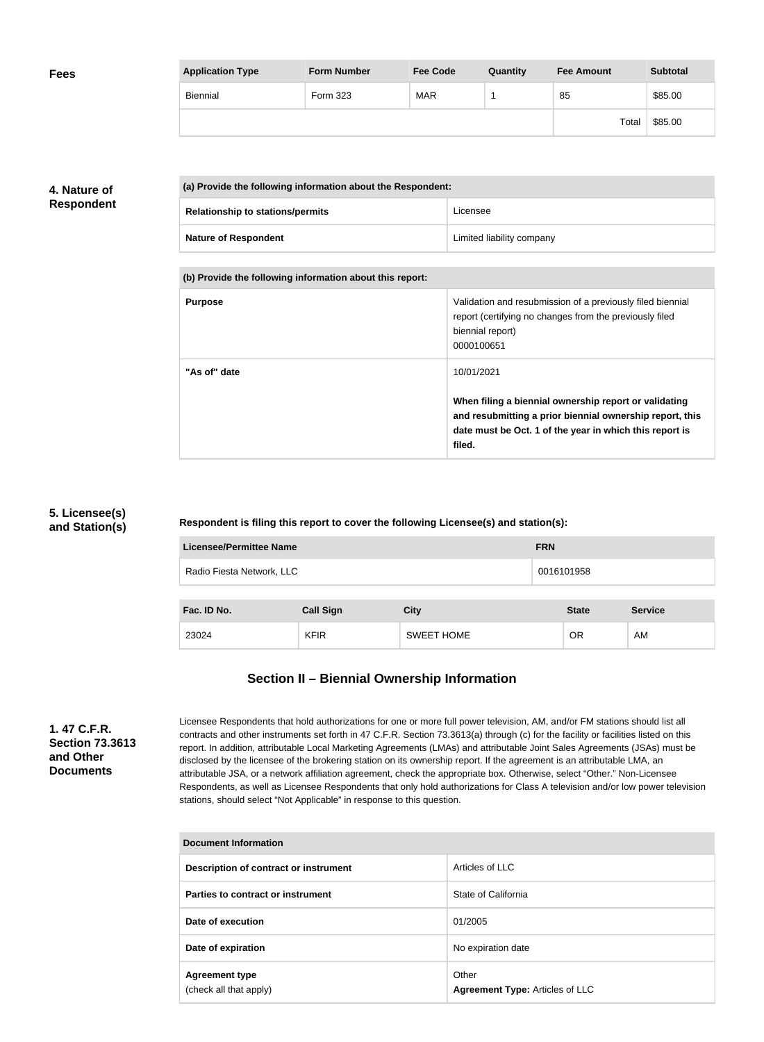**Fees**

| Application Type | Form Number | Fee Code | Quantity | Fee Amount | Subtotal |
|---|---|---|---|---|---|
| Biennial | Form 323 | MAR | 1 | 85 | $85.00 |
| | | | | Total | $85.00 |

**4. Nature of Respondent**

| (a) Provide the following information about the Respondent: | |
|---|---|
| Relationship to stations/permits | Licensee |
| Nature of Respondent | Limited liability company |

| (b) Provide the following information about this report: | |
|---|---|
| Purpose | Validation and resubmission of a previously filed biennial report (certifying no changes from the previously filed biennial report)<br>0000100651 |
| "As of" date | 10/01/2021<br><br>**When filing a biennial ownership report or validating and resubmitting a prior biennial ownership report, this date must be Oct. 1 of the year in which this report is filed.** |

**5. Licensee(s) and Station(s)**

**Respondent is filing this report to cover the following Licensee(s) and station(s):**

| Licensee/Permittee Name | FRN |
|---|---|
| Radio Fiesta Network, LLC | 0016101958 |

| Fac. ID No. | Call Sign | City | State | Service |
|---|---|---|---|---|
| 23024 | KFIR | SWEET HOME | OR | AM |

## Section II – Biennial Ownership Information

**1. 47 C.F.R. Section 73.3613 and Other Documents**

Licensee Respondents that hold authorizations for one or more full power television, AM, and/or FM stations should list all contracts and other instruments set forth in 47 C.F.R. Section 73.3613(a) through (c) for the facility or facilities listed on this report. In addition, attributable Local Marketing Agreements (LMAs) and attributable Joint Sales Agreements (JSAs) must be disclosed by the licensee of the brokering station on its ownership report. If the agreement is an attributable LMA, an attributable JSA, or a network affiliation agreement, check the appropriate box. Otherwise, select "Other." Non-Licensee Respondents, as well as Licensee Respondents that only hold authorizations for Class A television and/or low power television stations, should select "Not Applicable" in response to this question.

| Document Information | |
|---|---|
| Description of contract or instrument | Articles of LLC |
| Parties to contract or instrument | State of California |
| Date of execution | 01/2005 |
| Date of expiration | No expiration date |
| Agreement type<br>(check all that apply) | Other<br>**Agreement Type:** Articles of LLC |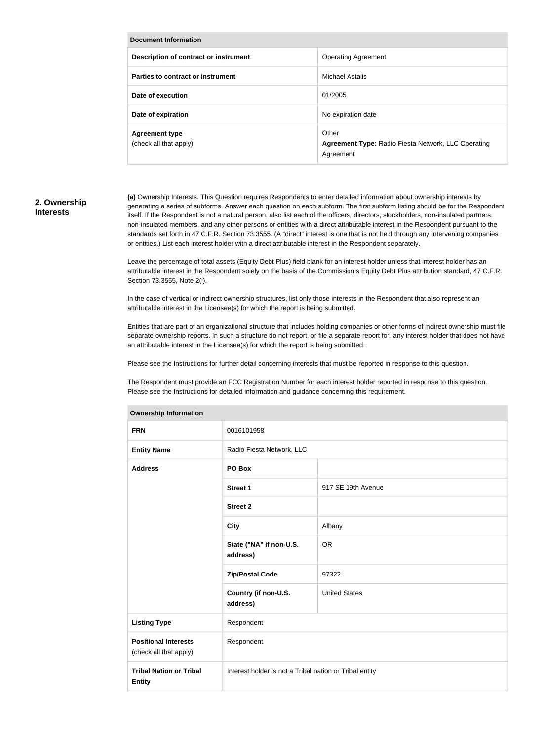| Document Information | |
|---|---|
| **Description of contract or instrument** | Operating Agreement |
| **Parties to contract or instrument** | Michael Astalis |
| **Date of execution** | 01/2005 |
| **Date of expiration** | No expiration date |
| **Agreement type** (check all that apply) | Other **Agreement Type:** Radio Fiesta Network, LLC Operating Agreement |

## 2. Ownership Interests

**(a)** Ownership Interests. This Question requires Respondents to enter detailed information about ownership interests by generating a series of subforms. Answer each question on each subform. The first subform listing should be for the Respondent itself. If the Respondent is not a natural person, also list each of the officers, directors, stockholders, non-insulated partners, non-insulated members, and any other persons or entities with a direct attributable interest in the Respondent pursuant to the standards set forth in 47 C.F.R. Section 73.3555. (A "direct" interest is one that is not held through any intervening companies or entities.) List each interest holder with a direct attributable interest in the Respondent separately.

Leave the percentage of total assets (Equity Debt Plus) field blank for an interest holder unless that interest holder has an attributable interest in the Respondent solely on the basis of the Commission's Equity Debt Plus attribution standard, 47 C.F.R. Section 73.3555, Note 2(i).

In the case of vertical or indirect ownership structures, list only those interests in the Respondent that also represent an attributable interest in the Licensee(s) for which the report is being submitted.

Entities that are part of an organizational structure that includes holding companies or other forms of indirect ownership must file separate ownership reports. In such a structure do not report, or file a separate report for, any interest holder that does not have an attributable interest in the Licensee(s) for which the report is being submitted.

Please see the Instructions for further detail concerning interests that must be reported in response to this question.

The Respondent must provide an FCC Registration Number for each interest holder reported in response to this question. Please see the Instructions for detailed information and guidance concerning this requirement.

| Ownership Information | | |
|---|---|---|
| **FRN** | 0016101958 | |
| **Entity Name** | Radio Fiesta Network, LLC | |
| **Address** | **PO Box** | |
| | **Street 1** | 917 SE 19th Avenue |
| | **Street 2** | |
| | **City** | Albany |
| | **State ("NA" if non-U.S. address)** | OR |
| | **Zip/Postal Code** | 97322 |
| | **Country (if non-U.S. address)** | United States |
| **Listing Type** | Respondent | |
| **Positional Interests** (check all that apply) | Respondent | |
| **Tribal Nation or Tribal Entity** | Interest holder is not a Tribal nation or Tribal entity | |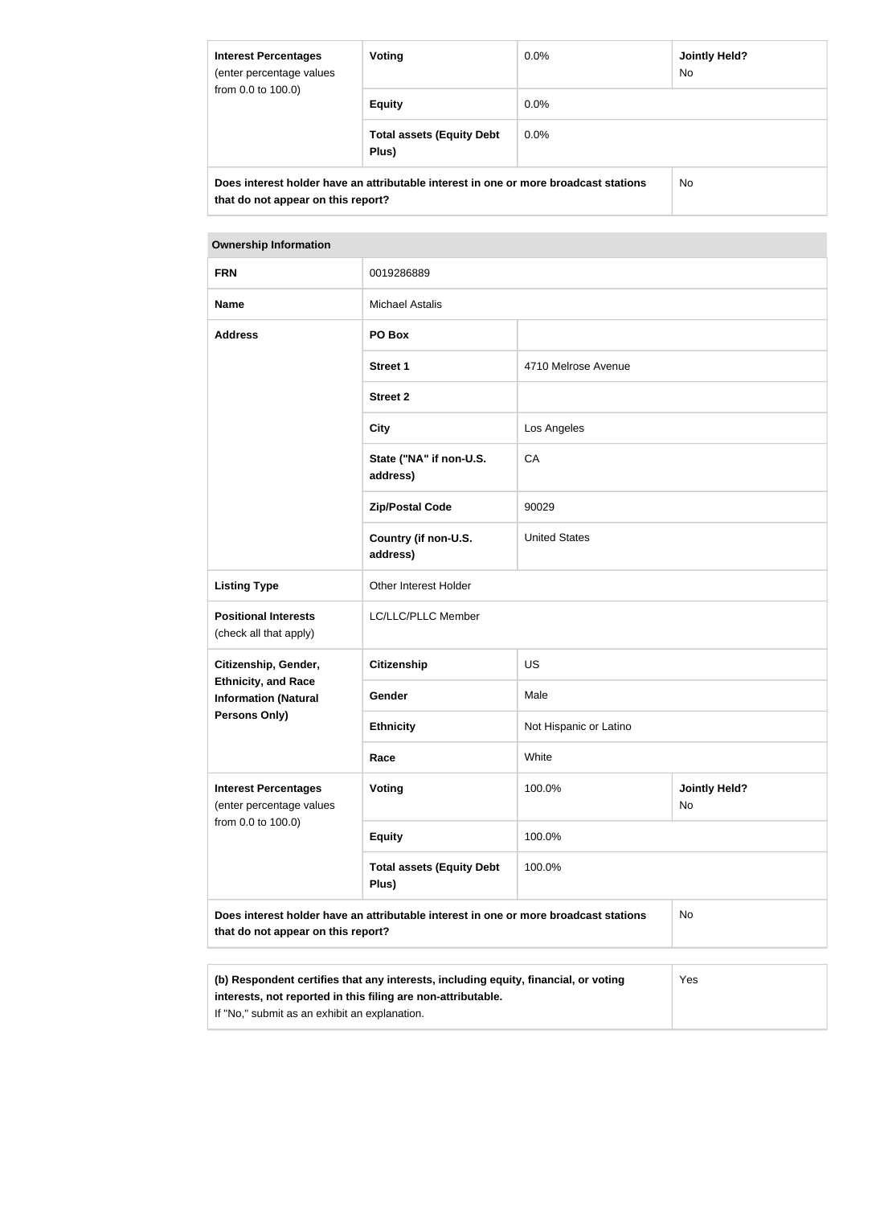| Interest Percentages (enter percentage values from 0.0 to 100.0) | Voting | 0.0% | Jointly Held? No |
|---|---|---|---|
| | Equity | 0.0% | |
| | Total assets (Equity Debt Plus) | 0.0% | |
| Does interest holder have an attributable interest in one or more broadcast stations that do not appear on this report? | | | No |

| Ownership Information | | | |
|---|---|---|---|
| FRN | 0019286889 | | |
| Name | Michael Astalis | | |
| Address | PO Box | | |
| | Street 1 | 4710 Melrose Avenue | |
| | Street 2 | | |
| | City | Los Angeles | |
| | State ("NA" if non-U.S. address) | CA | |
| | Zip/Postal Code | 90029 | |
| | Country (if non-U.S. address) | United States | |
| Listing Type | Other Interest Holder | | |
| Positional Interests (check all that apply) | LC/LLC/PLLC Member | | |
| Citizenship, Gender, Ethnicity, and Race Information (Natural Persons Only) | Citizenship | US | |
| | Gender | Male | |
| | Ethnicity | Not Hispanic or Latino | |
| | Race | White | |
| Interest Percentages (enter percentage values from 0.0 to 100.0) | Voting | 100.0% | Jointly Held? No |
| | Equity | 100.0% | |
| | Total assets (Equity Debt Plus) | 100.0% | |
| Does interest holder have an attributable interest in one or more broadcast stations that do not appear on this report? | | | No |

| (b) Respondent certifies that any interests, including equity, financial, or voting interests, not reported in this filing are non-attributable. If "No," submit as an exhibit an explanation. | Yes |
|---|---|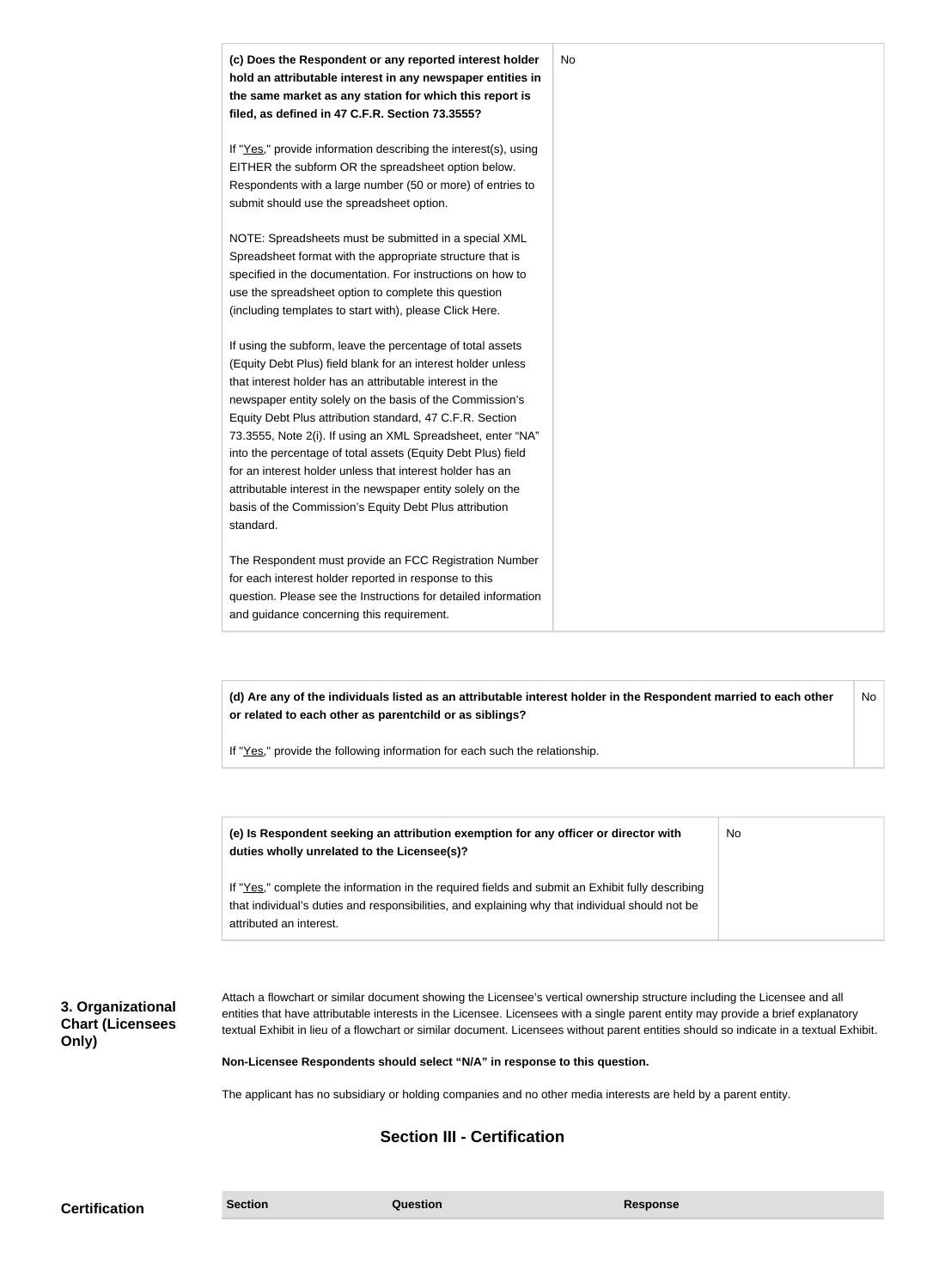| | |
|---|---|
| **(c) Does the Respondent or any reported interest holder hold an attributable interest in any newspaper entities in the same market as any station for which this report is filed, as defined in 47 C.F.R. Section 73.3555?**<br><br>If "Yes," provide information describing the interest(s), using EITHER the subform OR the spreadsheet option below. Respondents with a large number (50 or more) of entries to submit should use the spreadsheet option.<br><br>NOTE: Spreadsheets must be submitted in a special XML Spreadsheet format with the appropriate structure that is specified in the documentation. For instructions on how to use the spreadsheet option to complete this question (including templates to start with), please Click Here.<br><br>If using the subform, leave the percentage of total assets (Equity Debt Plus) field blank for an interest holder unless that interest holder has an attributable interest in the newspaper entity solely on the basis of the Commission's Equity Debt Plus attribution standard, 47 C.F.R. Section 73.3555, Note 2(i). If using an XML Spreadsheet, enter "NA" into the percentage of total assets (Equity Debt Plus) field for an interest holder unless that interest holder has an attributable interest in the newspaper entity solely on the basis of the Commission's Equity Debt Plus attribution standard.<br><br>The Respondent must provide an FCC Registration Number for each interest holder reported in response to this question. Please see the Instructions for detailed information and guidance concerning this requirement. | No |

| | |
|---|---|
| **(d) Are any of the individuals listed as an attributable interest holder in the Respondent married to each other or related to each other as parentchild or as siblings?**<br><br>If "Yes," provide the following information for each such the relationship. | No |

| | |
|---|---|
| **(e) Is Respondent seeking an attribution exemption for any officer or director with duties wholly unrelated to the Licensee(s)?**<br><br>If "Yes," complete the information in the required fields and submit an Exhibit fully describing that individual's duties and responsibilities, and explaining why that individual should not be attributed an interest. | No |

**3. Organizational Chart (Licensees Only)**

Attach a flowchart or similar document showing the Licensee's vertical ownership structure including the Licensee and all entities that have attributable interests in the Licensee. Licensees with a single parent entity may provide a brief explanatory textual Exhibit in lieu of a flowchart or similar document. Licensees without parent entities should so indicate in a textual Exhibit.

**Non-Licensee Respondents should select "N/A" in response to this question.**

The applicant has no subsidiary or holding companies and no other media interests are held by a parent entity.

## Section III - Certification

**Certification**

| Section | Question | Response |
|---|---|---|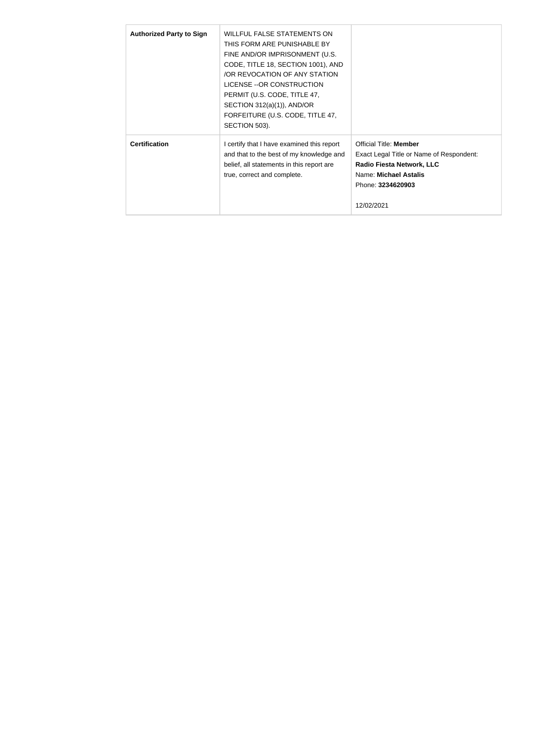| | | |
|---|---|---|
| **Authorized Party to Sign** | WILLFUL FALSE STATEMENTS ON THIS FORM ARE PUNISHABLE BY FINE AND/OR IMPRISONMENT (U.S. CODE, TITLE 18, SECTION 1001), AND /OR REVOCATION OF ANY STATION LICENSE --OR CONSTRUCTION PERMIT (U.S. CODE, TITLE 47, SECTION 312(a)(1)), AND/OR FORFEITURE (U.S. CODE, TITLE 47, SECTION 503). | |
| **Certification** | I certify that I have examined this report and that to the best of my knowledge and belief, all statements in this report are true, correct and complete. | Official Title: **Member**<br>Exact Legal Title or Name of Respondent: **Radio Fiesta Network, LLC**<br>Name: **Michael Astalis**<br>Phone: **3234620903**<br><br>12/02/2021 |